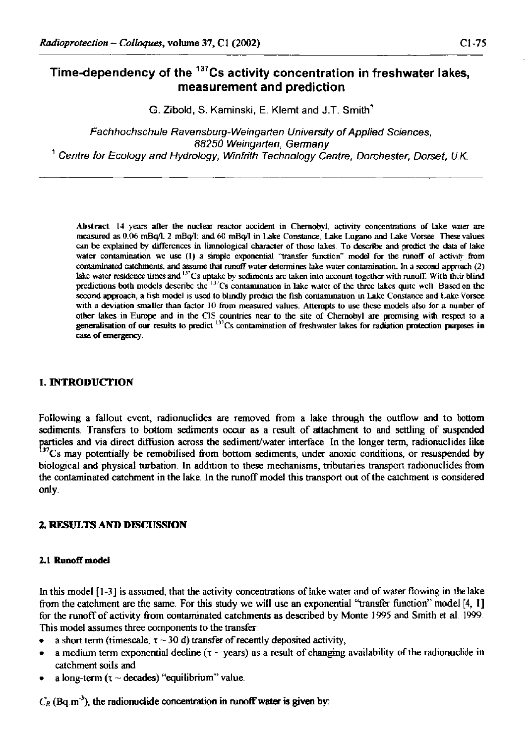# Time-dependency of the $^{137}Cs$ activity concentration in freshwater lakes, measurement and prediction

G. Zibold, S. Kaminski, E. Klemt and J.T. Smith[1]

*Fachhochschule Ravensburg-Weingarten University of Applied Sciences, 88250 Weingarten, Germany*

[1] *Centre for Ecology and Hydrology, Winfrith Technology Centre, Dorchester, Dorset, U.K.*

**Abstract.** 14 years after the nuclear reactor accident in Chernobyl, activity concentrations of lake water are measured as 0.06 mBq/l, 2 mBq/l; and 60 mBq/l in Lake Constance, Lake Lugano and Lake Vorsee. These values can be explained by differences in limnological character of these lakes. To describe and predict the data of lake water contamination we use (1) a simple exponential "transfer function" model for the runoff of activity from contaminated catchments, and assume that runoff water determines lake water contamination. In a second approach (2) lake water residence times and $^{137}Cs$ uptake by sediments are taken into account together with runoff. With their blind predictions both models describe the $^{137}Cs$ contamination in lake water of the three lakes quite well. Based on the second approach, a fish model is used to blindly predict the fish contamination in Lake Constance and Lake Vorsee with a deviation smaller than factor 10 from measured values. Attempts to use these models also for a number of other lakes in Europe and in the CIS countries near to the site of Chernobyl are promising with respect to a generalisation of our results to predict $^{137}Cs$ contamination of freshwater lakes for radiation protection purposes in case of emergency.

## 1. INTRODUCTION

Following a fallout event, radionuclides are removed from a lake through the outflow and to bottom sediments. Transfers to bottom sediments occur as a result of attachment to and settling of suspended particles and via direct diffusion across the sediment/water interface. In the longer term, radionuclides like $^{137}Cs$ may potentially be remobilised from bottom sediments, under anoxic conditions, or resuspended by biological and physical turbation. In addition to these mechanisms, tributaries transport radionuclides from the contaminated catchment in the lake. In the runoff model this transport out of the catchment is considered only.

## 2. RESULTS AND DISCUSSION

### 2.1 Runoff model

In this model [1-3] is assumed, that the activity concentrations of lake water and of water flowing in the lake from the catchment are the same. For this study we will use an exponential "transfer function" model [4, 1] for the runoff of activity from contaminated catchments as described by Monte 1995 and Smith et al. 1999. This model assumes three components to the transfer:

- a short term (timescale, $\tau \sim 30$ d) transfer of recently deposited activity,
- a medium term exponential decline ($\tau \sim$ years) as a result of changing availability of the radionuclide in catchment soils and
- a long-term ($\tau \sim$ decades) "equilibrium" value.

$C_R$ (Bq.m$^{-3}$), the radionuclide concentration in runoff water is given by: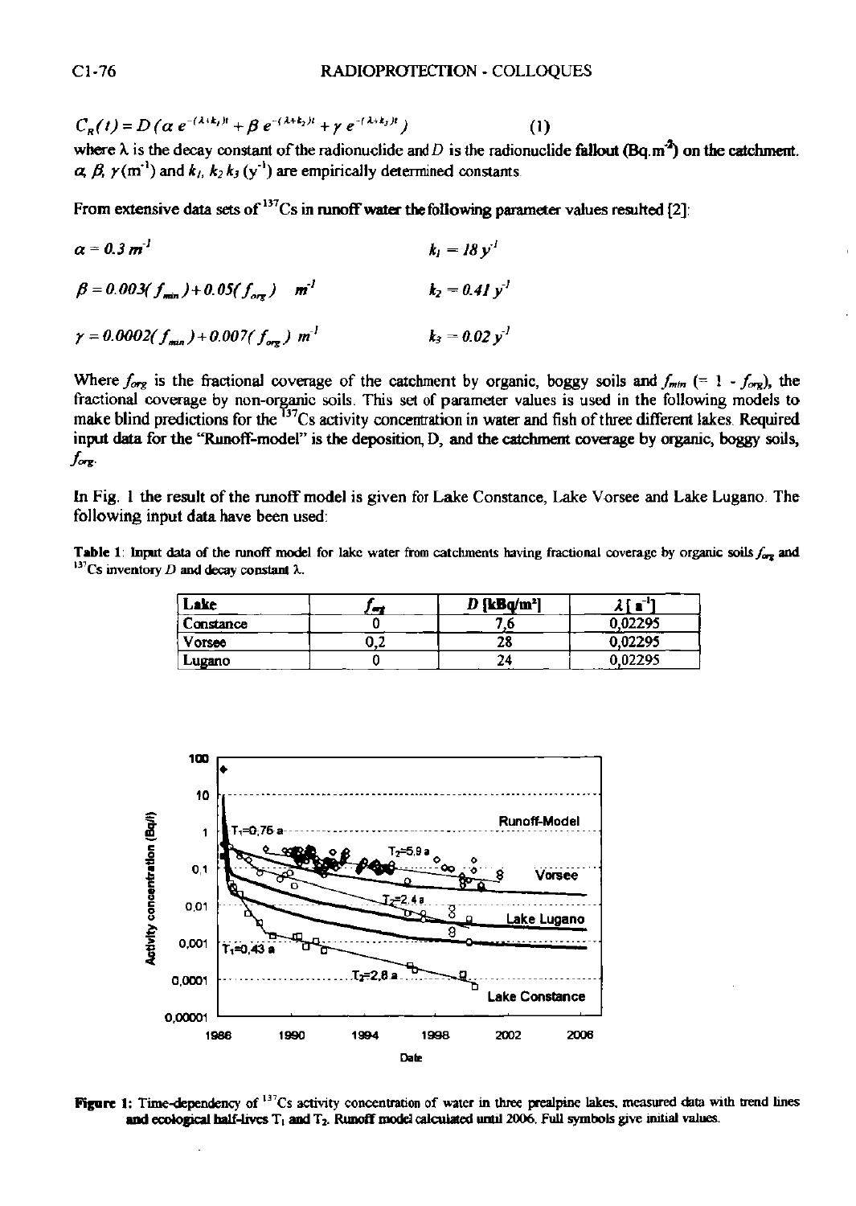$$C_R(t) = D(\alpha\, e^{-(\lambda+k_1)t} + \beta\, e^{-(\lambda+k_2)t} + \gamma\, e^{-(\lambda+k_3)t}) \qquad (1)$$

where $\lambda$ is the decay constant of the radionuclide and $D$ is the radionuclide fallout ($Bq.m^{-2}$) on the catchment. $\alpha$, $\beta$, $\gamma$ ($m^{-1}$) and $k_1$, $k_2$ $k_3$ ($y^{-1}$) are empirically determined constants.

From extensive data sets of $^{137}Cs$ in runoff water the following parameter values resulted [2]:

$\alpha = 0.3\ m^{-1}$ $\qquad k_1 = 18\ y^{-1}$

$\beta = 0.003(f_{min}) + 0.05(f_{org})\ \ m^{-1}$ $\qquad k_2 = 0.41\ y^{-1}$

$\gamma = 0.0002(f_{min}) + 0.007(f_{org})\ m^{-1}$ $\qquad k_3 = 0.02\ y^{-1}$

Where $f_{org}$ is the fractional coverage of the catchment by organic, boggy soils and $f_{min}$ (= 1 - $f_{org}$), the fractional coverage by non-organic soils. This set of parameter values is used in the following models to make blind predictions for the $^{137}Cs$ activity concentration in water and fish of three different lakes. Required input data for the "Runoff-model" is the deposition, D, and the catchment coverage by organic, boggy soils, $f_{org}$.

In Fig. 1 the result of the runoff model is given for Lake Constance, Lake Vorsee and Lake Lugano. The following input data have been used:

**Table 1**: Input data of the runoff model for lake water from catchments having fractional coverage by organic soils $f_{org}$ and $^{137}Cs$ inventory $D$ and decay constant $\lambda$.

| Lake | $f_{org}$ | $D$ [kBq/m²] | $\lambda$ [ $a^{-1}$] |
|---|---|---|---|
| Constance | 0 | 7,6 | 0,02295 |
| Vorsee | 0,2 | 28 | 0,02295 |
| Lugano | 0 | 24 | 0,02295 |

**Figure 1**: Time-dependency of $^{137}Cs$ activity concentration of water in three prealpine lakes, measured data with trend lines and ecological half-lives $T_1$ and $T_2$. Runoff model calculated until 2006. Full symbols give initial values.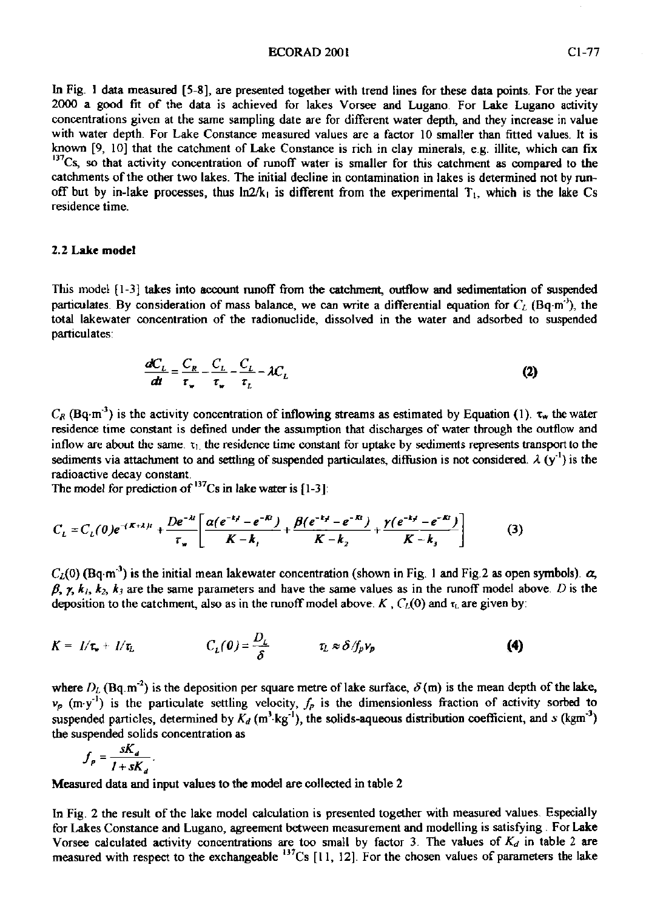In Fig. 1 data measured [5-8], are presented together with trend lines for these data points. For the year 2000 a good fit of the data is achieved for lakes Vorsee and Lugano. For Lake Lugano activity concentrations given at the same sampling date are for different water depth, and they increase in value with water depth. For Lake Constance measured values are a factor 10 smaller than fitted values. It is known [9, 10] that the catchment of Lake Constance is rich in clay minerals, e.g. illite, which can fix $^{137}$Cs, so that activity concentration of runoff water is smaller for this catchment as compared to the catchments of the other two lakes. The initial decline in contamination in lakes is determined not by runoff but by in-lake processes, thus $\ln 2/k_1$ is different from the experimental $T_1$, which is the lake Cs residence time.

### 2.2 Lake model

This model [1-3] takes into account runoff from the catchment, outflow and sedimentation of suspended particulates. By consideration of mass balance, we can write a differential equation for $C_L$ (Bq·m$^{-3}$), the total lakewater concentration of the radionuclide, dissolved in the water and adsorbed to suspended particulates:

$$\frac{dC_L}{dt} = \frac{C_R}{\tau_w} - \frac{C_L}{\tau_w} - \frac{C_L}{\tau_L} - \lambda C_L \tag{2}$$

$C_R$ (Bq·m$^{-3}$) is the activity concentration of inflowing streams as estimated by Equation (1). $\tau_w$ the water residence time constant is defined under the assumption that discharges of water through the outflow and inflow are about the same. $\tau_L$ the residence time constant for uptake by sediments represents transport to the sediments via attachment to and settling of suspended particulates, diffusion is not considered. $\lambda$ (y$^{-1}$) is the radioactive decay constant.

The model for prediction of $^{137}$Cs in lake water is [1-3]:

$$C_L = C_L(0)e^{-(K+\lambda)t} + \frac{De^{-\lambda t}}{\tau_w}\left[\frac{\alpha(e^{-k_1 t} - e^{-Kt})}{K - k_1} + \frac{\beta(e^{-k_2 t} - e^{-Kt})}{K - k_2} + \frac{\gamma(e^{-k_3 t} - e^{-Kt})}{K - k_3}\right] \tag{3}$$

$C_L(0)$ (Bq·m$^{-3}$) is the initial mean lakewater concentration (shown in Fig. 1 and Fig.2 as open symbols). $\alpha$, $\beta$, $\gamma$, $k_1$, $k_2$, $k_3$ are the same parameters and have the same values as in the runoff model above. $D$ is the deposition to the catchment, also as in the runoff model above. $K$, $C_L(0)$ and $\tau_L$ are given by:

$$K = 1/\tau_w + 1/\tau_L \qquad C_L(0) = \frac{D_L}{\delta} \qquad \tau_L \approx \delta / f_p v_p \tag{4}$$

where $D_L$ (Bq.m$^{-2}$) is the deposition per square metre of lake surface, $\delta$ (m) is the mean depth of the lake, $v_p$ (m·y$^{-1}$) is the particulate settling velocity, $f_p$ is the dimensionless fraction of activity sorbed to suspended particles, determined by $K_d$ (m$^3$·kg$^{-1}$), the solids-aqueous distribution coefficient, and $s$ (kgm$^{-3}$) the suspended solids concentration as

$$f_p = \frac{sK_d}{1 + sK_d}.$$

Measured data and input values to the model are collected in table 2

In Fig. 2 the result of the lake model calculation is presented together with measured values. Especially for Lakes Constance and Lugano, agreement between measurement and modelling is satisfying. For Lake Vorsee calculated activity concentrations are too small by factor 3. The values of $K_d$ in table 2 are measured with respect to the exchangeable $^{137}$Cs [11, 12]. For the chosen values of parameters the lake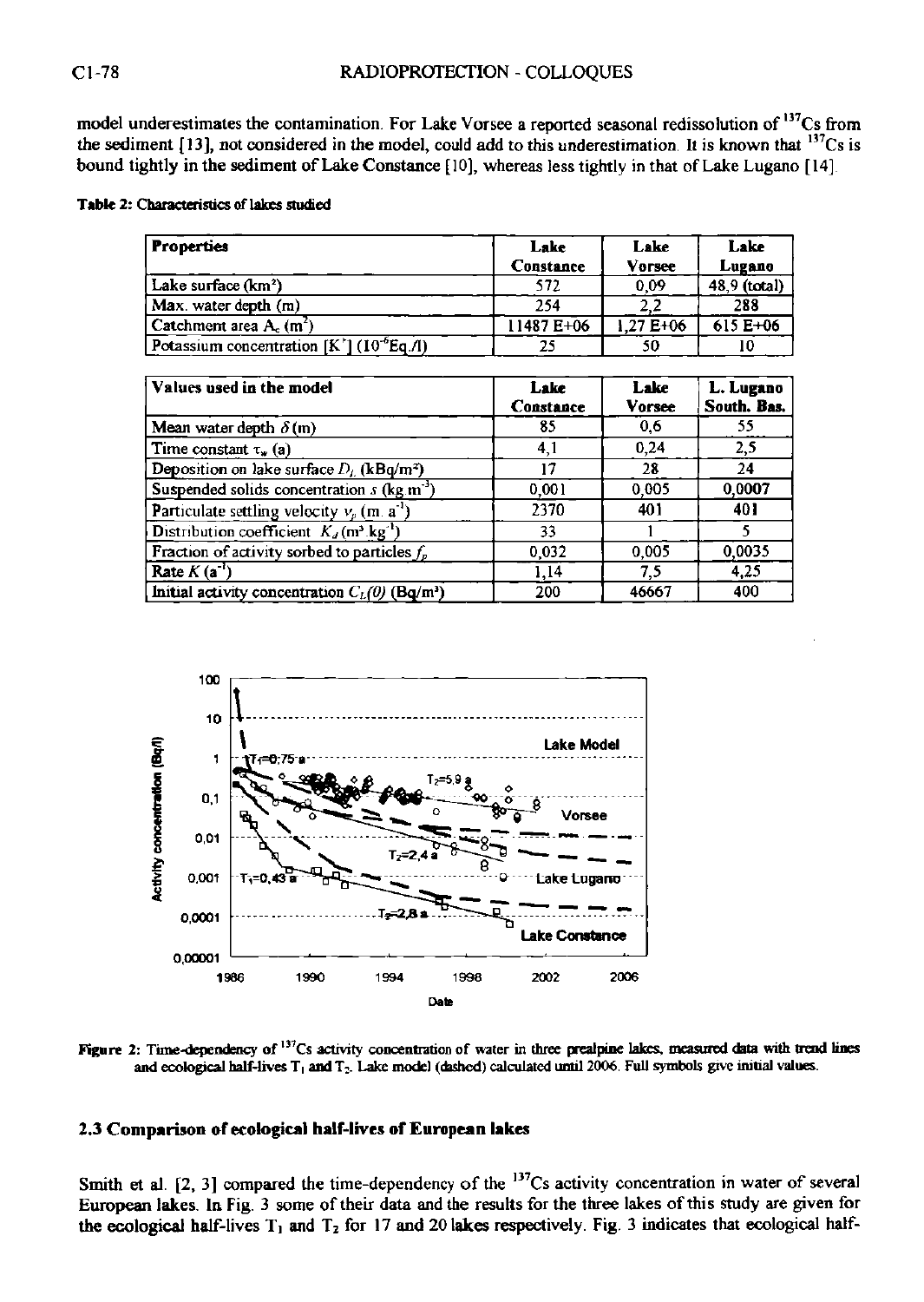model underestimates the contamination. For Lake Vorsee a reported seasonal redissolution of $^{137}Cs$ from the sediment [13], not considered in the model, could add to this underestimation. It is known that $^{137}Cs$ is bound tightly in the sediment of Lake Constance [10], whereas less tightly in that of Lake Lugano [14].

**Table 2:** Characteristics of lakes studied

| Properties | Lake Constance | Lake Vorsee | Lake Lugano |
|---|---|---|---|
| Lake surface (km²) | 572 | 0,09 | 48,9 (total) |
| Max. water depth (m) | 254 | 2,2 | 288 |
| Catchment area $A_c$ (m²) | 11487 E+06 | 1,27 E+06 | 615 E+06 |
| Potassium concentration [$K^+$] ($10^{-6}$Eq./l) | 25 | 50 | 10 |

| Values used in the model | Lake Constance | Lake Vorsee | L. Lugano South. Bas. |
|---|---|---|---|
| Mean water depth $\delta$ (m) | 85 | 0,6 | 55 |
| Time constant $\tau_w$ (a) | 4,1 | 0,24 | 2,5 |
| Deposition on lake surface $D_L$ (kBq/m²) | 17 | 28 | 24 |
| Suspended solids concentration $s$ (kg m$^{-3}$) | 0,001 | 0,005 | 0,0007 |
| Particulate settling velocity $v_p$ (m. a$^{-1}$) | 2370 | 401 | 401 |
| Distribution coefficient $K_d$ (m³ kg$^{-1}$) | 33 | 1 | 5 |
| Fraction of activity sorbed to particles $f_p$ | 0,032 | 0,005 | 0,0035 |
| Rate $K$ (a$^{-1}$) | 1,14 | 7,5 | 4,25 |
| Initial activity concentration $C_L(0)$ (Bq/m³) | 200 | 46667 | 400 |

**Figure 2:** Time-dependency of $^{137}Cs$ activity concentration of water in three prealpine lakes, measured data with trend lines and ecological half-lives $T_1$ and $T_2$. Lake model (dashed) calculated until 2006. Full symbols give initial values.

### 2.3 Comparison of ecological half-lives of European lakes

Smith et al. [2, 3] compared the time-dependency of the $^{137}Cs$ activity concentration in water of several European lakes. In Fig. 3 some of their data and the results for the three lakes of this study are given for the ecological half-lives $T_1$ and $T_2$ for 17 and 20 lakes respectively. Fig. 3 indicates that ecological half-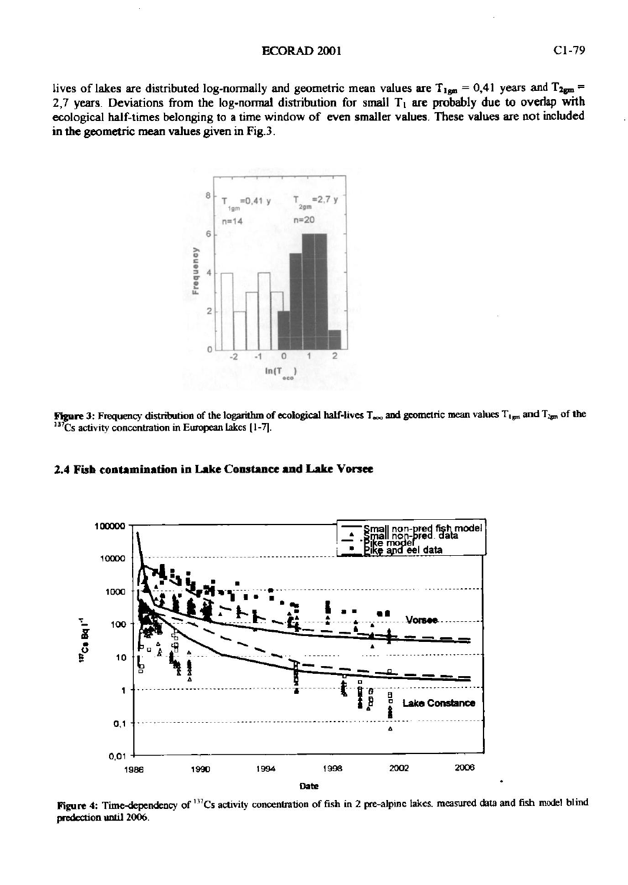lives of lakes are distributed log-normally and geometric mean values are $T_{1gm}$ = 0,41 years and $T_{2gm}$ = 2,7 years. Deviations from the log-normal distribution for small $T_1$ are probably due to overlap with ecological half-times belonging to a time window of even smaller values. These values are not included in the geometric mean values given in Fig.3.

Figure 3: Frequency distribution of the logarithm of ecological half-lives $T_{eco}$ and geometric mean values $T_{1gm}$ and $T_{2gm}$ of the $^{137}Cs$ activity concentration in European lakes [1-7].

## 2.4 Fish contamination in Lake Constance and Lake Vorsee

Figure 4: Time-dependency of $^{137}Cs$ activity concentration of fish in 2 pre-alpine lakes. measured data and fish model blind predection until 2006.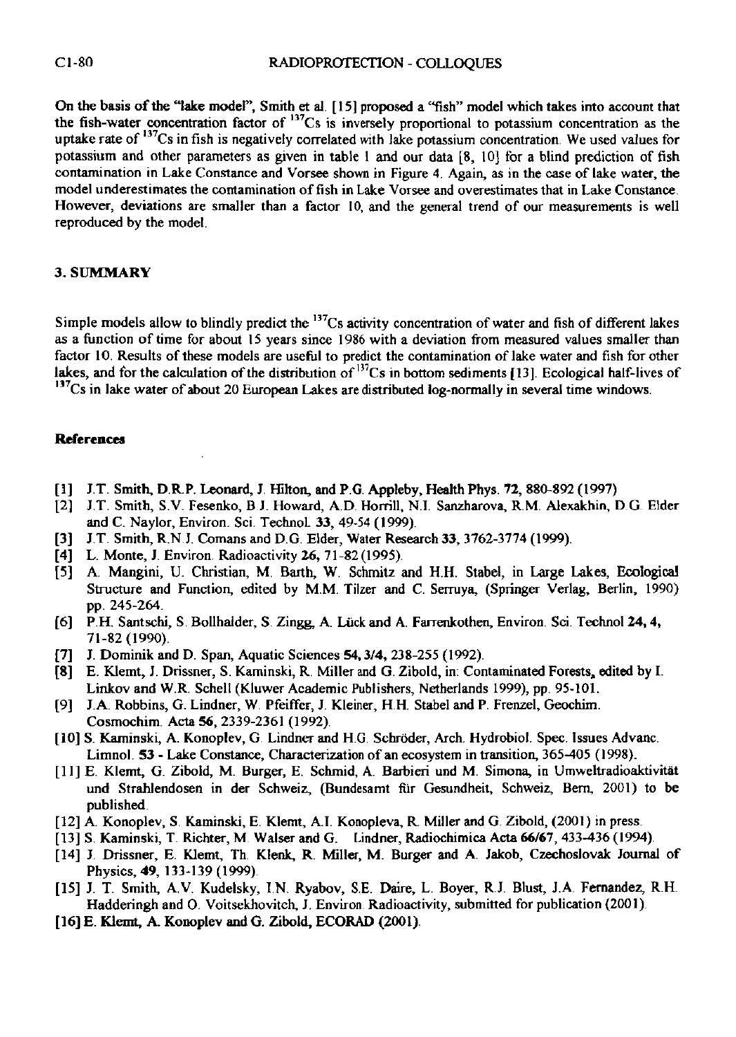On the basis of the "lake model", Smith et al. [15] proposed a "fish" model which takes into account that the fish-water concentration factor of $^{137}$Cs is inversely proportional to potassium concentration as the uptake rate of $^{137}$Cs in fish is negatively correlated with lake potassium concentration. We used values for potassium and other parameters as given in table 1 and our data [8, 10] for a blind prediction of fish contamination in Lake Constance and Vorsee shown in Figure 4. Again, as in the case of lake water, the model underestimates the contamination of fish in Lake Vorsee and overestimates that in Lake Constance. However, deviations are smaller than a factor 10, and the general trend of our measurements is well reproduced by the model.

## 3. SUMMARY

Simple models allow to blindly predict the $^{137}$Cs activity concentration of water and fish of different lakes as a function of time for about 15 years since 1986 with a deviation from measured values smaller than factor 10. Results of these models are useful to predict the contamination of lake water and fish for other lakes, and for the calculation of the distribution of $^{137}$Cs in bottom sediments [13]. Ecological half-lives of $^{137}$Cs in lake water of about 20 European Lakes are distributed log-normally in several time windows.

### References

[1] J.T. Smith, D.R.P. Leonard, J. Hilton, and P.G. Appleby, Health Phys. **72**, 880-892 (1997)
[2] J.T. Smith, S.V. Fesenko, B.J. Howard, A.D. Horrill, N.I. Sanzharova, R.M. Alexakhin, D.G. Elder and C. Naylor, Environ. Sci. Technol. **33**, 49-54 (1999).
[3] J.T. Smith, R.N.J. Comans and D.G. Elder, Water Research **33**, 3762-3774 (1999).
[4] L. Monte, J. Environ. Radioactivity **26**, 71-82 (1995).
[5] A. Mangini, U. Christian, M. Barth, W. Schmitz and H.H. Stabel, in Large Lakes, Ecological Structure and Function, edited by M.M. Tilzer and C. Serruya, (Springer Verlag, Berlin, 1990) pp. 245-264.
[6] P.H. Santschi, S. Bollhalder, S. Zingg, A. Lück and A. Farrenkothen, Environ. Sci. Technol **24, 4**, 71-82 (1990).
[7] J. Dominik and D. Span, Aquatic Sciences **54, 3/4**, 238-255 (1992).
[8] E. Klemt, J. Drissner, S. Kaminski, R. Miller and G. Zibold, in: Contaminated Forests, edited by I. Linkov and W.R. Schell (Kluwer Academic Publishers, Netherlands 1999), pp. 95-101.
[9] J.A. Robbins, G. Lindner, W. Pfeiffer, J. Kleiner, H.H. Stabel and P. Frenzel, Geochim. Cosmochim. Acta **56**, 2339-2361 (1992).
[10] S. Kaminski, A. Konoplev, G. Lindner and H.G. Schröder, Arch. Hydrobiol. Spec. Issues Advanc. Limnol. **53** - Lake Constance, Characterization of an ecosystem in transition, 365-405 (1998).
[11] E. Klemt, G. Zibold, M. Burger, E. Schmid, A. Barbieri und M. Simona, in Umweltradioaktivität und Strahlendosen in der Schweiz, (Bundesamt für Gesundheit, Schweiz, Bern, 2001) to be published.
[12] A. Konoplev, S. Kaminski, E. Klemt, A.I. Konopleva, R. Miller and G. Zibold, (2001) in press.
[13] S. Kaminski, T. Richter, M. Walser and G. Lindner, Radiochimica Acta **66/67**, 433-436 (1994).
[14] J. Drissner, E. Klemt, Th. Klenk, R. Miller, M. Burger and A. Jakob, Czechoslovak Journal of Physics, **49**, 133-139 (1999).
[15] J. T. Smith, A.V. Kudelsky, I.N. Ryabov, S.E. Daire, L. Boyer, R.J. Blust, J.A. Fernandez, R.H. Hadderingh and O. Voitsekhovitch, J. Environ. Radioactivity, submitted for publication (2001).
[16] E. Klemt, A. Konoplev and G. Zibold, ECORAD (2001).